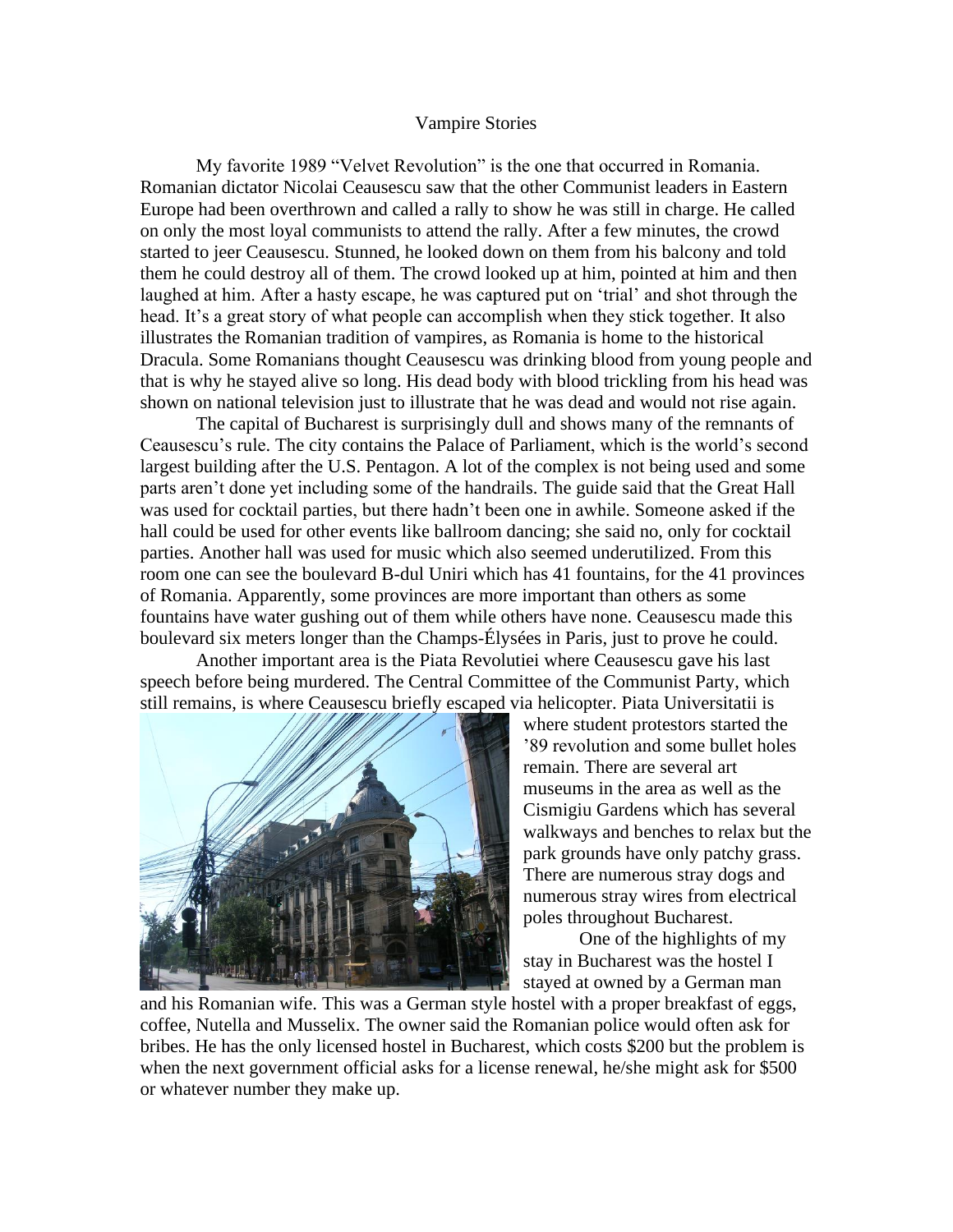# Vampire Stories

My favorite 1989 "Velvet Revolution" is the one that occurred in Romania. Romanian dictator Nicolai Ceausescu saw that the other Communist leaders in Eastern Europe had been overthrown and called a rally to show he was still in charge. He called on only the most loyal communists to attend the rally. After a few minutes, the crowd started to jeer Ceausescu. Stunned, he looked down on them from his balcony and told them he could destroy all of them. The crowd looked up at him, pointed at him and then laughed at him. After a hasty escape, he was captured put on 'trial' and shot through the head. It's a great story of what people can accomplish when they stick together. It also illustrates the Romanian tradition of vampires, as Romania is home to the historical Dracula. Some Romanians thought Ceausescu was drinking blood from young people and that is why he stayed alive so long. His dead body with blood trickling from his head was shown on national television just to illustrate that he was dead and would not rise again.

The capital of Bucharest is surprisingly dull and shows many of the remnants of Ceausescu's rule. The city contains the Palace of Parliament, which is the world's second largest building after the U.S. Pentagon. A lot of the complex is not being used and some parts aren't done yet including some of the handrails. The guide said that the Great Hall was used for cocktail parties, but there hadn't been one in awhile. Someone asked if the hall could be used for other events like ballroom dancing; she said no, only for cocktail parties. Another hall was used for music which also seemed underutilized. From this room one can see the boulevard B-dul Uniri which has 41 fountains, for the 41 provinces of Romania. Apparently, some provinces are more important than others as some fountains have water gushing out of them while others have none. Ceausescu made this boulevard six meters longer than the Champs-Élysées in Paris, just to prove he could.

Another important area is the Piata Revolutiei where Ceausescu gave his last speech before being murdered. The Central Committee of the Communist Party, which still remains, is where Ceausescu briefly escaped via helicopter. Piata Universitatii is where student protestors started the '89 revolution and some bullet holes remain. There are several art museums in the area as well as the Cismigiu Gardens which has several walkways and benches to relax but the park grounds have only patchy grass. There are numerous stray dogs and numerous stray wires from electrical poles throughout Bucharest.

One of the highlights of my stay in Bucharest was the hostel I stayed at owned by a German man and his Romanian wife. This was a German style hostel with a proper breakfast of eggs, coffee, Nutella and Musselix. The owner said the Romanian police would often ask for bribes. He has the only licensed hostel in Bucharest, which costs $200 but the problem is when the next government official asks for a license renewal, he/she might ask for $500 or whatever number they make up.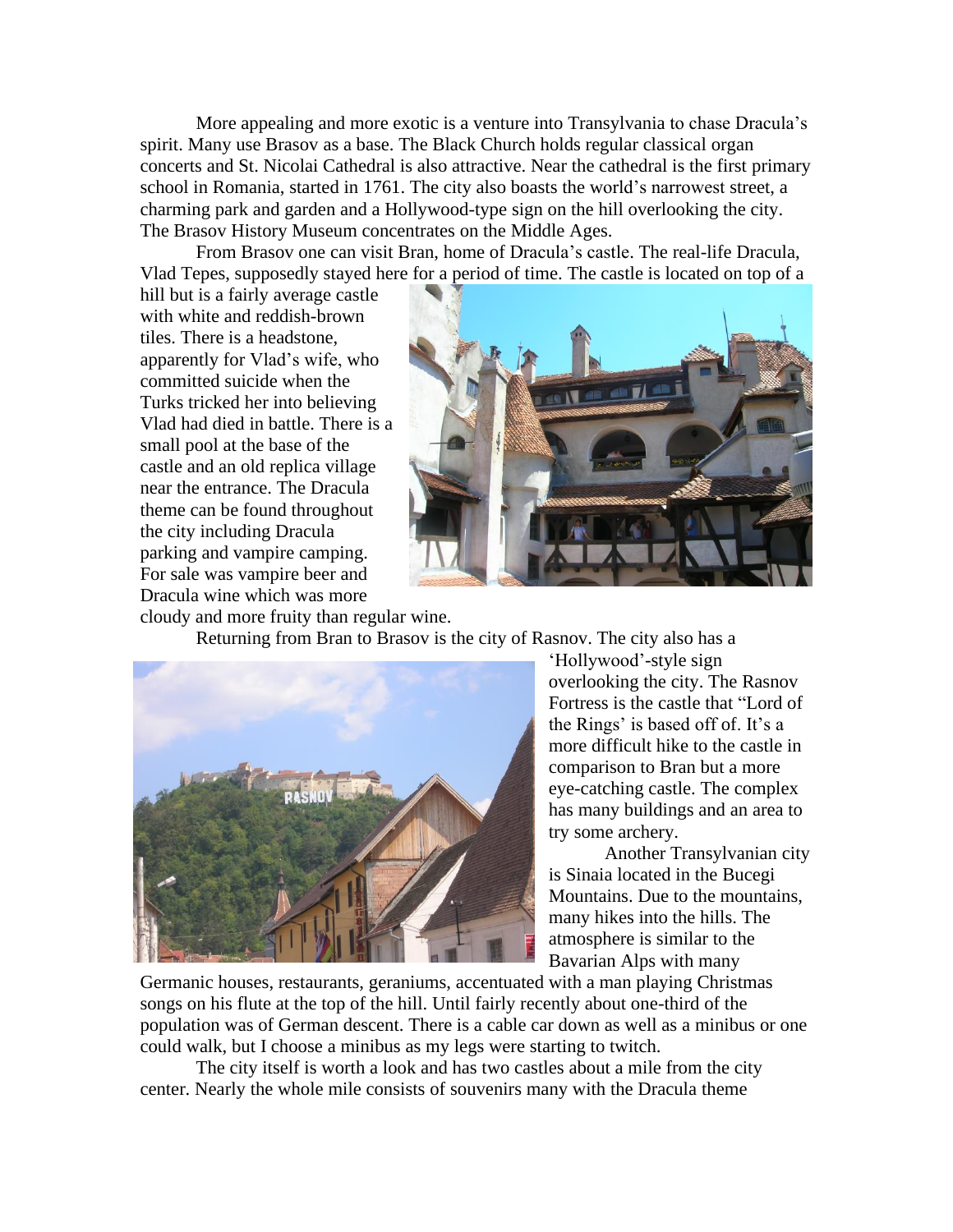More appealing and more exotic is a venture into Transylvania to chase Dracula's spirit. Many use Brasov as a base. The Black Church holds regular classical organ concerts and St. Nicolai Cathedral is also attractive. Near the cathedral is the first primary school in Romania, started in 1761. The city also boasts the world's narrowest street, a charming park and garden and a Hollywood-type sign on the hill overlooking the city. The Brasov History Museum concentrates on the Middle Ages.

From Brasov one can visit Bran, home of Dracula's castle. The real-life Dracula, Vlad Tepes, supposedly stayed here for a period of time. The castle is located on top of a hill but is a fairly average castle with white and reddish-brown tiles. There is a headstone, apparently for Vlad's wife, who committed suicide when the Turks tricked her into believing Vlad had died in battle. There is a small pool at the base of the castle and an old replica village near the entrance. The Dracula theme can be found throughout the city including Dracula parking and vampire camping. For sale was vampire beer and Dracula wine which was more cloudy and more fruity than regular wine.

Returning from Bran to Brasov is the city of Rasnov. The city also has a 'Hollywood'-style sign overlooking the city. The Rasnov Fortress is the castle that "Lord of the Rings' is based off of. It's a more difficult hike to the castle in comparison to Bran but a more eye-catching castle. The complex has many buildings and an area to try some archery.

Another Transylvanian city is Sinaia located in the Bucegi Mountains. Due to the mountains, many hikes into the hills. The atmosphere is similar to the Bavarian Alps with many Germanic houses, restaurants, geraniums, accentuated with a man playing Christmas songs on his flute at the top of the hill. Until fairly recently about one-third of the population was of German descent. There is a cable car down as well as a minibus or one could walk, but I choose a minibus as my legs were starting to twitch.

The city itself is worth a look and has two castles about a mile from the city center. Nearly the whole mile consists of souvenirs many with the Dracula theme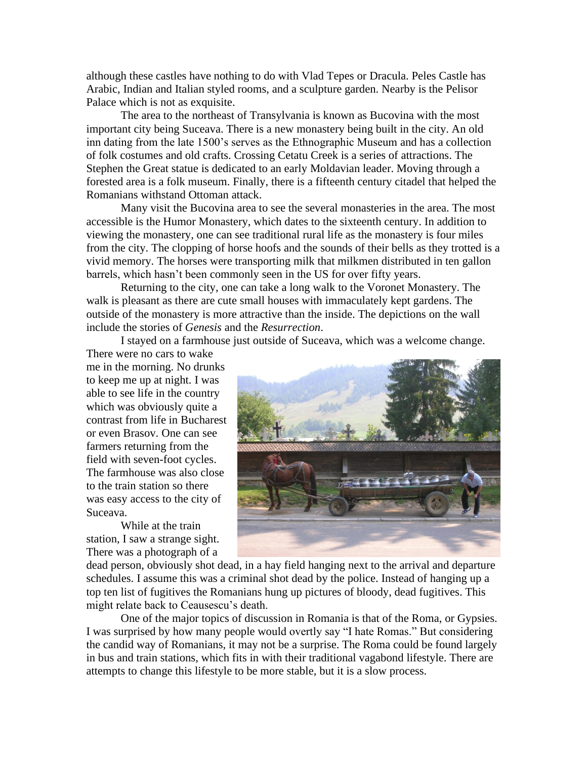although these castles have nothing to do with Vlad Tepes or Dracula. Peles Castle has Arabic, Indian and Italian styled rooms, and a sculpture garden. Nearby is the Pelisor Palace which is not as exquisite.

The area to the northeast of Transylvania is known as Bucovina with the most important city being Suceava. There is a new monastery being built in the city. An old inn dating from the late 1500's serves as the Ethnographic Museum and has a collection of folk costumes and old crafts. Crossing Cetatu Creek is a series of attractions. The Stephen the Great statue is dedicated to an early Moldavian leader. Moving through a forested area is a folk museum. Finally, there is a fifteenth century citadel that helped the Romanians withstand Ottoman attack.

Many visit the Bucovina area to see the several monasteries in the area. The most accessible is the Humor Monastery, which dates to the sixteenth century. In addition to viewing the monastery, one can see traditional rural life as the monastery is four miles from the city. The clopping of horse hoofs and the sounds of their bells as they trotted is a vivid memory. The horses were transporting milk that milkmen distributed in ten gallon barrels, which hasn't been commonly seen in the US for over fifty years.

Returning to the city, one can take a long walk to the Voronet Monastery. The walk is pleasant as there are cute small houses with immaculately kept gardens. The outside of the monastery is more attractive than the inside. The depictions on the wall include the stories of *Genesis* and the *Resurrection*.

I stayed on a farmhouse just outside of Suceava, which was a welcome change. There were no cars to wake me in the morning. No drunks to keep me up at night. I was able to see life in the country which was obviously quite a contrast from life in Bucharest or even Brasov. One can see farmers returning from the field with seven-foot cycles. The farmhouse was also close to the train station so there was easy access to the city of Suceava.

While at the train station, I saw a strange sight. There was a photograph of a dead person, obviously shot dead, in a hay field hanging next to the arrival and departure schedules. I assume this was a criminal shot dead by the police. Instead of hanging up a top ten list of fugitives the Romanians hung up pictures of bloody, dead fugitives. This might relate back to Ceausescu's death.

One of the major topics of discussion in Romania is that of the Roma, or Gypsies. I was surprised by how many people would overtly say "I hate Romas." But considering the candid way of Romanians, it may not be a surprise. The Roma could be found largely in bus and train stations, which fits in with their traditional vagabond lifestyle. There are attempts to change this lifestyle to be more stable, but it is a slow process.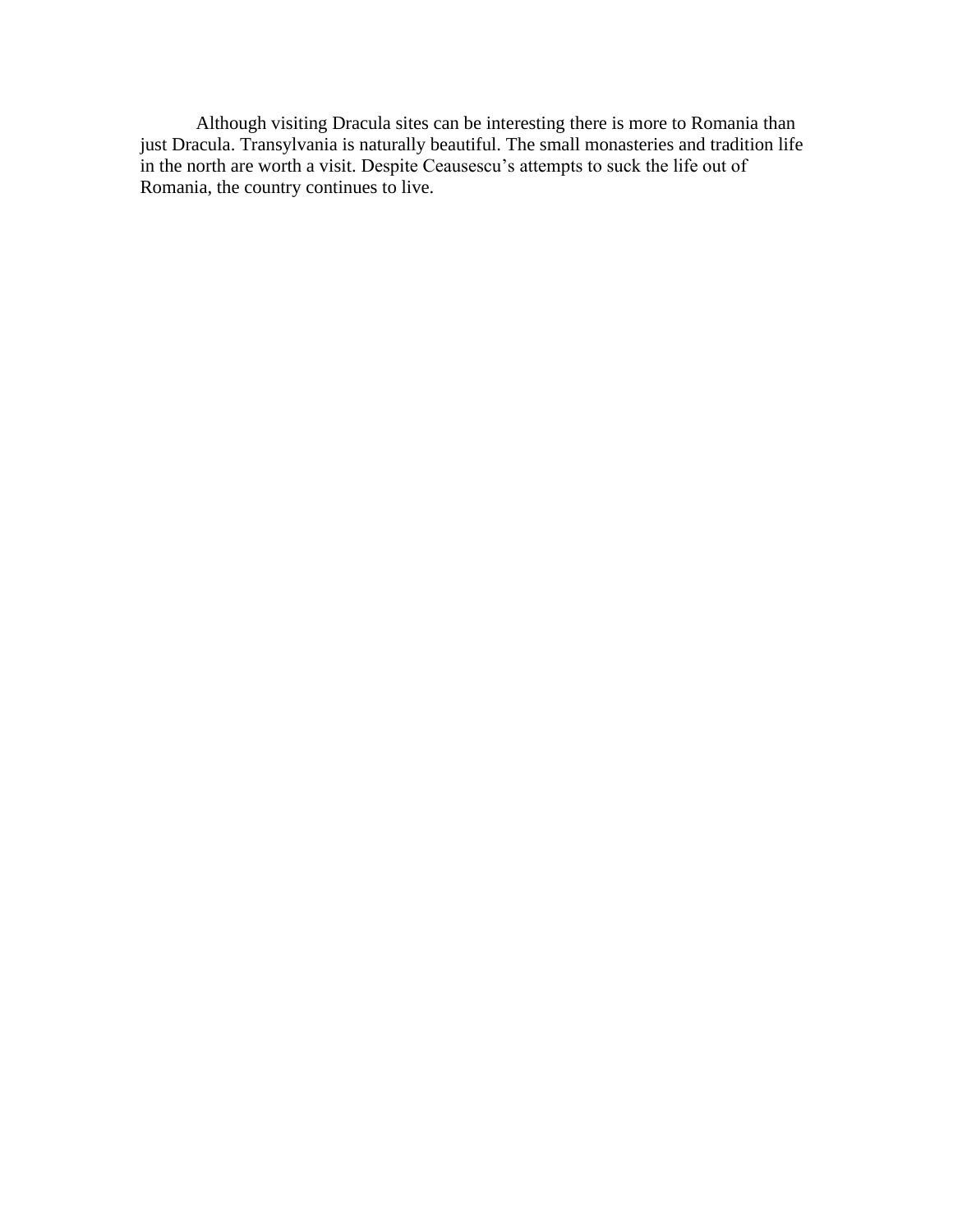Although visiting Dracula sites can be interesting there is more to Romania than just Dracula. Transylvania is naturally beautiful. The small monasteries and tradition life in the north are worth a visit. Despite Ceausescu's attempts to suck the life out of Romania, the country continues to live.